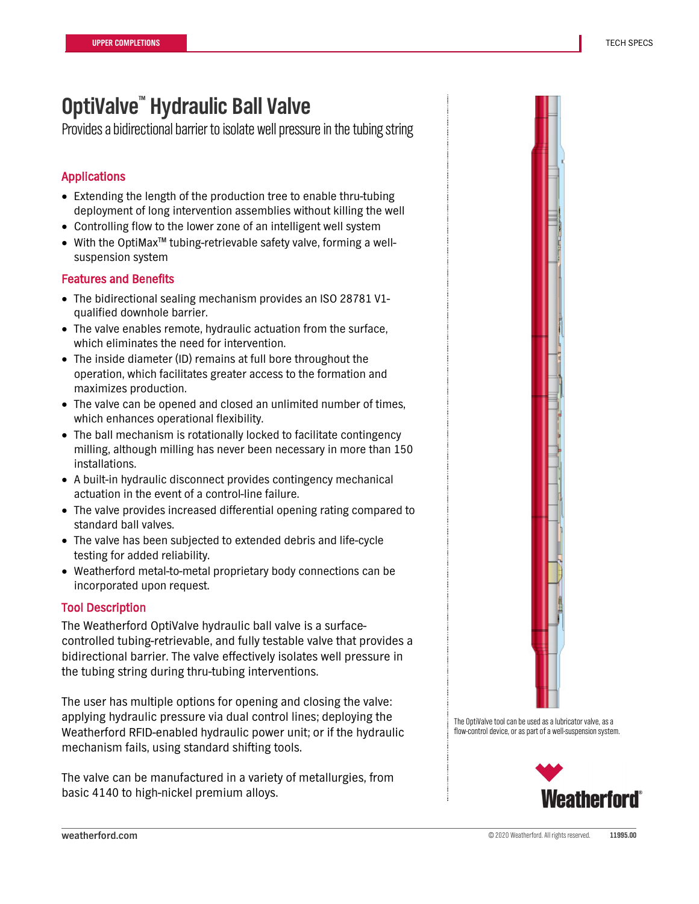# OptiValve™ Hydraulic Ball Valve

Provides a bidirectional barrier to isolate well pressure in the tubing string

## Applications

- Extending the length of the production tree to enable thru-tubing deployment of long intervention assemblies without killing the well
- Controlling flow to the lower zone of an intelligent well system
- With the OptiMax™ tubing-retrievable safety valve, forming a well-suspension system

## Features and Benefits

- The bidirectional sealing mechanism provides an ISO 28781 V1-qualified downhole barrier.
- The valve enables remote, hydraulic actuation from the surface, which eliminates the need for intervention.
- The inside diameter (ID) remains at full bore throughout the operation, which facilitates greater access to the formation and maximizes production.
- The valve can be opened and closed an unlimited number of times, which enhances operational flexibility.
- The ball mechanism is rotationally locked to facilitate contingency milling, although milling has never been necessary in more than 150 installations.
- A built-in hydraulic disconnect provides contingency mechanical actuation in the event of a control-line failure.
- The valve provides increased differential opening rating compared to standard ball valves.
- The valve has been subjected to extended debris and life-cycle testing for added reliability.
- Weatherford metal-to-metal proprietary body connections can be incorporated upon request.

## Tool Description

The Weatherford OptiValve hydraulic ball valve is a surface-controlled tubing-retrievable, and fully testable valve that provides a bidirectional barrier. The valve effectively isolates well pressure in the tubing string during thru-tubing interventions.

The user has multiple options for opening and closing the valve: applying hydraulic pressure via dual control lines; deploying the Weatherford RFID-enabled hydraulic power unit; or if the hydraulic mechanism fails, using standard shifting tools.

The valve can be manufactured in a variety of metallurgies, from basic 4140 to high-nickel premium alloys.

The OptiValve tool can be used as a lubricator valve, as a flow-control device, or as part of a well-suspension system.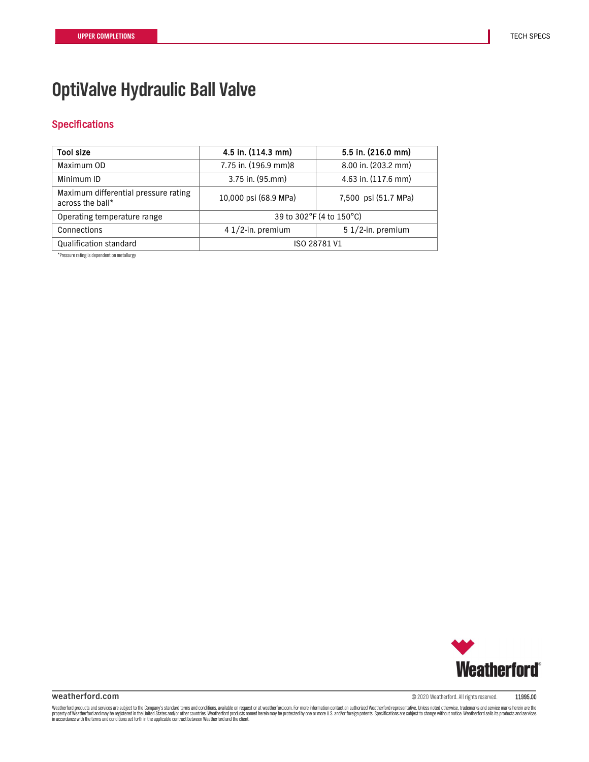# OptiValve Hydraulic Ball Valve

## Specifications

| Tool size | 4.5 in. (114.3 mm) | 5.5 in. (216.0 mm) |
|---|---|---|
| Maximum OD | 7.75 in. (196.9 mm)8 | 8.00 in. (203.2 mm) |
| Minimum ID | 3.75 in. (95.mm) | 4.63 in. (117.6 mm) |
| Maximum differential pressure rating across the ball* | 10,000 psi (68.9 MPa) | 7,500 psi (51.7 MPa) |
| Operating temperature range | 39 to 302°F (4 to 150°C) | |
| Connections | 4 1/2-in. premium | 5 1/2-in. premium |
| Qualification standard | ISO 28781 V1 | |

*Pressure rating is dependent on metallurgy

weatherford.com

© 2020 Weatherford. All rights reserved. 11995.00

Weatherford products and services are subject to the Company's standard terms and conditions, available on request or at weatherford.com. For more information contact an authorized Weatherford representative. Unless noted otherwise, trademarks and service marks herein are the property of Weatherford and may be registered in the United States and/or other countries. Weatherford products named herein may be protected by one or more U.S. and/or foreign patents. Specifications are subject to change without notice. Weatherford sells its products and services in accordance with the terms and conditions set forth in the applicable contract between Weatherford and the client.